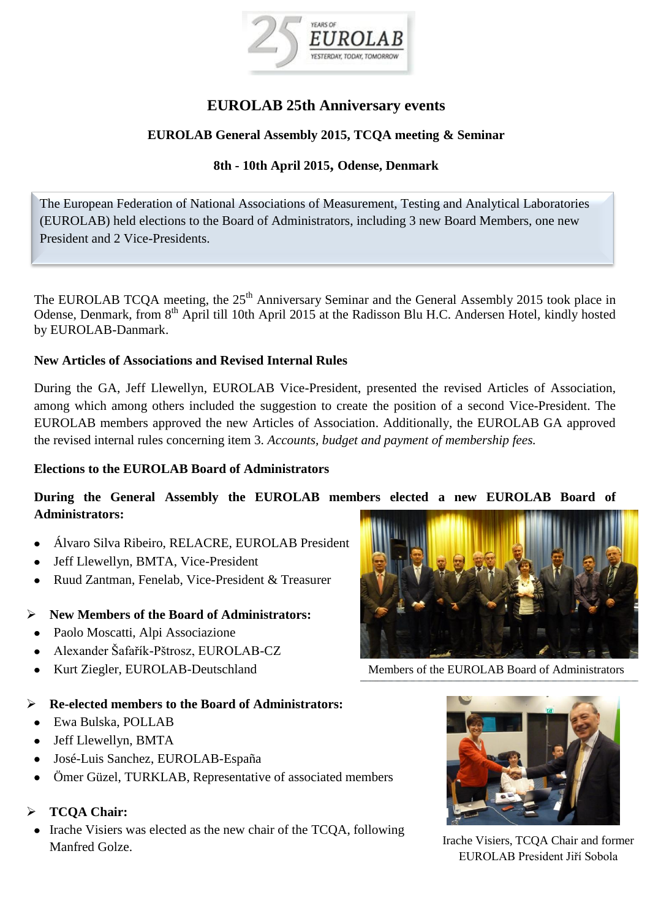# EUROLAB 25th Anniversary events

## EUROLAB General Assembly 2015, TCQA meeting & Seminar

### 8th - 10th April 2015, Odense, Denmark

The European Federation of National Associations of Measurement, Testing and Analytical Laboratories (EUROLAB) held elections to the Board of Administrators, including 3 new Board Members, one new President and 2 Vice-Presidents.

The EUROLAB TCQA meeting, the 25th Anniversary Seminar and the General Assembly 2015 took place in Odense, Denmark, from 8th April till 10th April 2015 at the Radisson Blu H.C. Andersen Hotel, kindly hosted by EUROLAB-Danmark.

**New Articles of Associations and Revised Internal Rules**

During the GA, Jeff Llewellyn, EUROLAB Vice-President, presented the revised Articles of Association, among which among others included the suggestion to create the position of a second Vice-President. The EUROLAB members approved the new Articles of Association. Additionally, the EUROLAB GA approved the revised internal rules concerning item 3. *Accounts, budget and payment of membership fees.*

**Elections to the EUROLAB Board of Administrators**

**During the General Assembly the EUROLAB members elected a new EUROLAB Board of Administrators:**

- Álvaro Silva Ribeiro, RELACRE, EUROLAB President
- Jeff Llewellyn, BMTA, Vice-President
- Ruud Zantman, Fenelab, Vice-President & Treasurer

**New Members of the Board of Administrators:**

- Paolo Moscatti, Alpi Associazione
- Alexander Šafařík-Pštrosz, EUROLAB-CZ
- Kurt Ziegler, EUROLAB-Deutschland

Members of the EUROLAB Board of Administrators

**Re-elected members to the Board of Administrators:**

- Ewa Bulska, POLLAB
- Jeff Llewellyn, BMTA
- José-Luis Sanchez, EUROLAB-España
- Ömer Güzel, TURKLAB, Representative of associated members

**TCQA Chair:**

- Irache Visiers was elected as the new chair of the TCQA, following Manfred Golze.

Irache Visiers, TCQA Chair and former EUROLAB President Jiří Sobola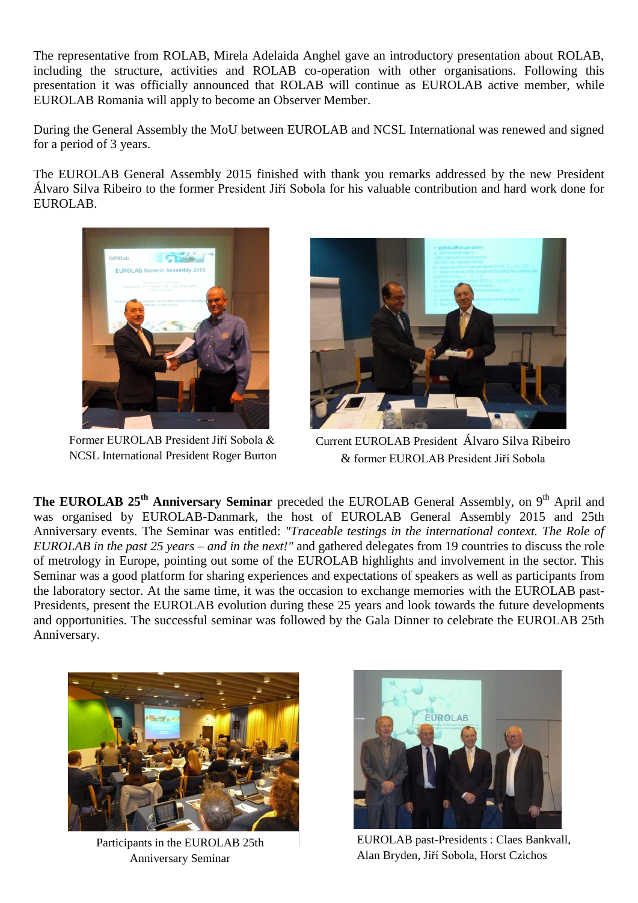The representative from ROLAB, Mirela Adelaida Anghel gave an introductory presentation about ROLAB, including the structure, activities and ROLAB co-operation with other organisations. Following this presentation it was officially announced that ROLAB will continue as EUROLAB active member, while EUROLAB Romania will apply to become an Observer Member.

During the General Assembly the MoU between EUROLAB and NCSL International was renewed and signed for a period of 3 years.

The EUROLAB General Assembly 2015 finished with thank you remarks addressed by the new President Álvaro Silva Ribeiro to the former President Jiří Sobola for his valuable contribution and hard work done for EUROLAB.

Former EUROLAB President Jiří Sobola & NCSL International President Roger Burton

Current EUROLAB President Álvaro Silva Ribeiro & former EUROLAB President Jiří Sobola

**The EUROLAB 25th Anniversary Seminar** preceded the EUROLAB General Assembly, on 9th April and was organised by EUROLAB-Danmark, the host of EUROLAB General Assembly 2015 and 25th Anniversary events. The Seminar was entitled: *"Traceable testings in the international context. The Role of EUROLAB in the past 25 years – and in the next!"* and gathered delegates from 19 countries to discuss the role of metrology in Europe, pointing out some of the EUROLAB highlights and involvement in the sector. This Seminar was a good platform for sharing experiences and expectations of speakers as well as participants from the laboratory sector. At the same time, it was the occasion to exchange memories with the EUROLAB past-Presidents, present the EUROLAB evolution during these 25 years and look towards the future developments and opportunities. The successful seminar was followed by the Gala Dinner to celebrate the EUROLAB 25th Anniversary.

Participants in the EUROLAB 25th Anniversary Seminar

EUROLAB past-Presidents : Claes Bankvall, Alan Bryden, Jiří Sobola, Horst Czichos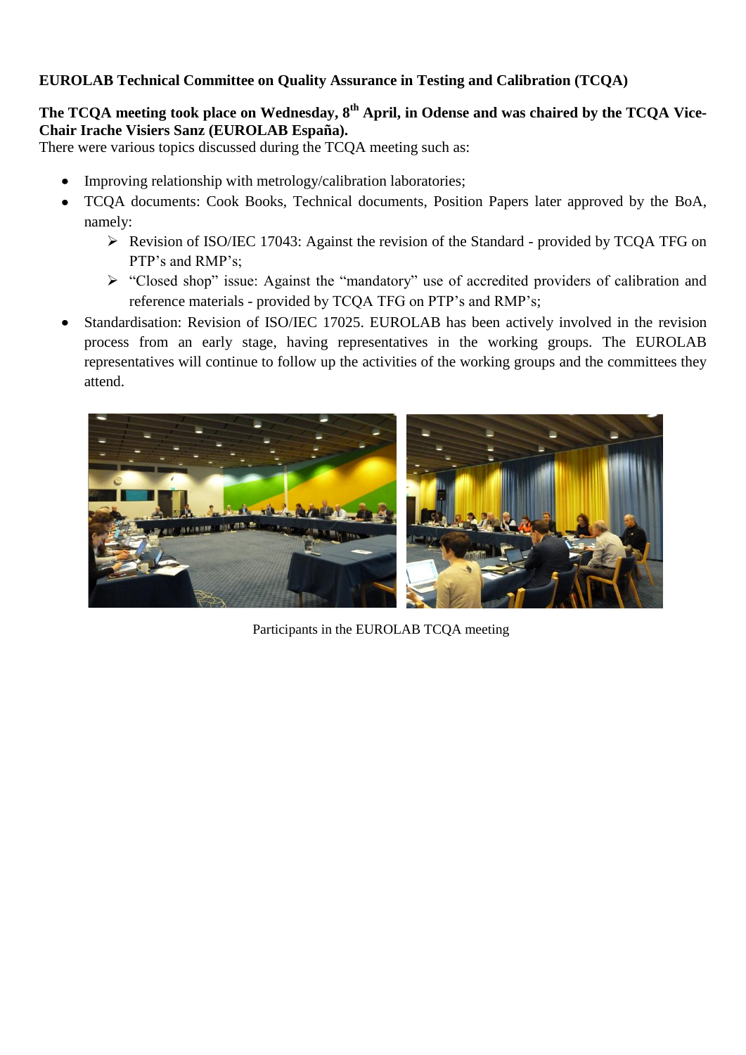**EUROLAB Technical Committee on Quality Assurance in Testing and Calibration (TCQA)**

**The TCQA meeting took place on Wednesday, 8th April, in Odense and was chaired by the TCQA Vice-Chair Irache Visiers Sanz (EUROLAB España).**

There were various topics discussed during the TCQA meeting such as:

- Improving relationship with metrology/calibration laboratories;
- TCQA documents: Cook Books, Technical documents, Position Papers later approved by the BoA, namely:
  - Revision of ISO/IEC 17043: Against the revision of the Standard - provided by TCQA TFG on PTP's and RMP's;
  - "Closed shop" issue: Against the "mandatory" use of accredited providers of calibration and reference materials - provided by TCQA TFG on PTP's and RMP's;
- Standardisation: Revision of ISO/IEC 17025. EUROLAB has been actively involved in the revision process from an early stage, having representatives in the working groups. The EUROLAB representatives will continue to follow up the activities of the working groups and the committees they attend.

Participants in the EUROLAB TCQA meeting